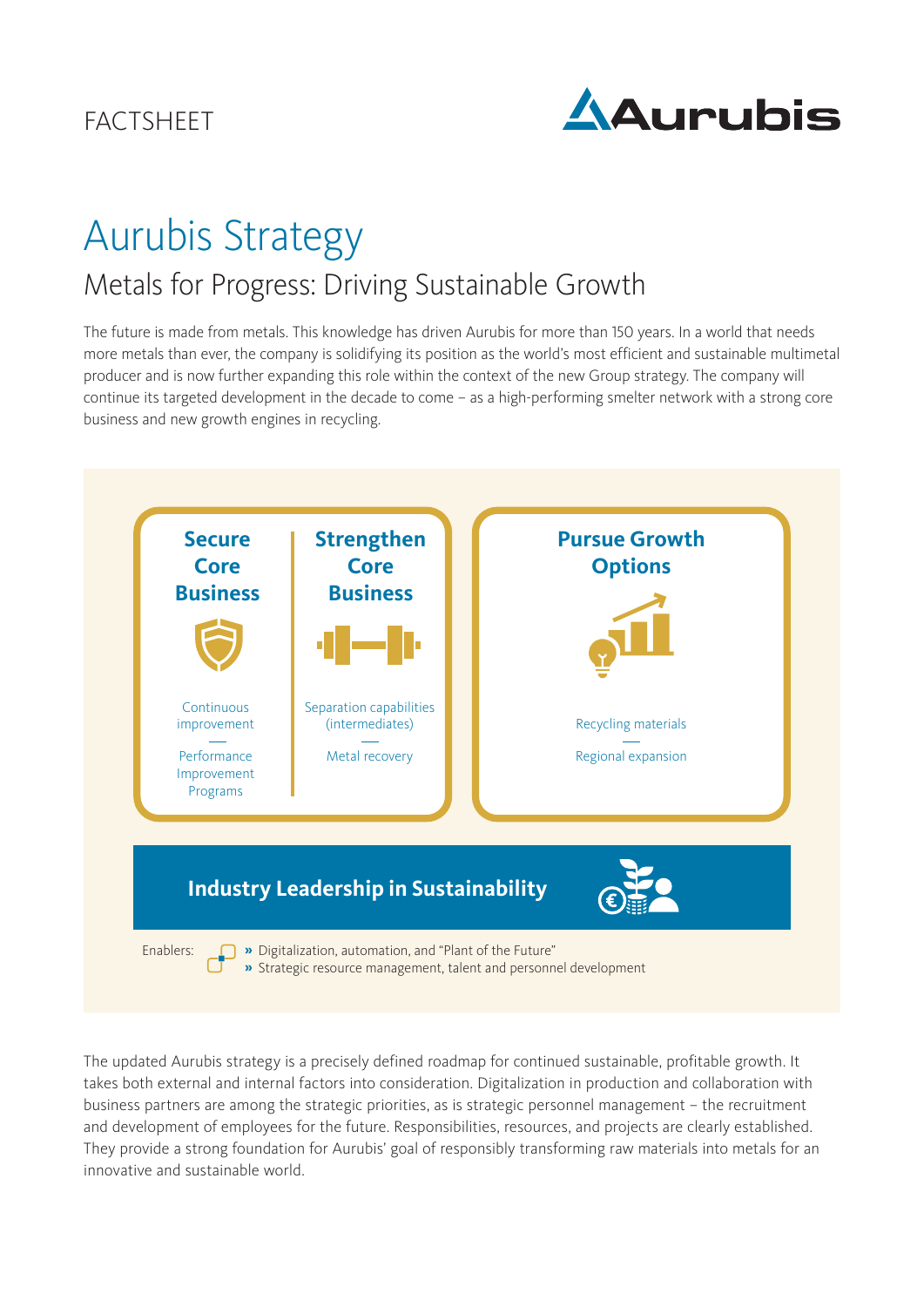FACTSHEET

# Aurubis Strategy

## Metals for Progress: Driving Sustainable Growth

The future is made from metals. This knowledge has driven Aurubis for more than 150 years. In a world that needs more metals than ever, the company is solidifying its position as the world's most efficient and sustainable multimetal producer and is now further expanding this role within the context of the new Group strategy. The company will continue its targeted development in the decade to come – as a high-performing smelter network with a strong core business and new growth engines in recycling.

### Secure Core Business

- Continuous improvement
- Performance Improvement Programs

### Strengthen Core Business

- Separation capabilities (intermediates)
- Metal recovery

### Pursue Growth Options

- Recycling materials
- Regional expansion

### Industry Leadership in Sustainability

Enablers:

- » Digitalization, automation, and "Plant of the Future"
- » Strategic resource management, talent and personnel development

The updated Aurubis strategy is a precisely defined roadmap for continued sustainable, profitable growth. It takes both external and internal factors into consideration. Digitalization in production and collaboration with business partners are among the strategic priorities, as is strategic personnel management – the recruitment and development of employees for the future. Responsibilities, resources, and projects are clearly established. They provide a strong foundation for Aurubis' goal of responsibly transforming raw materials into metals for an innovative and sustainable world.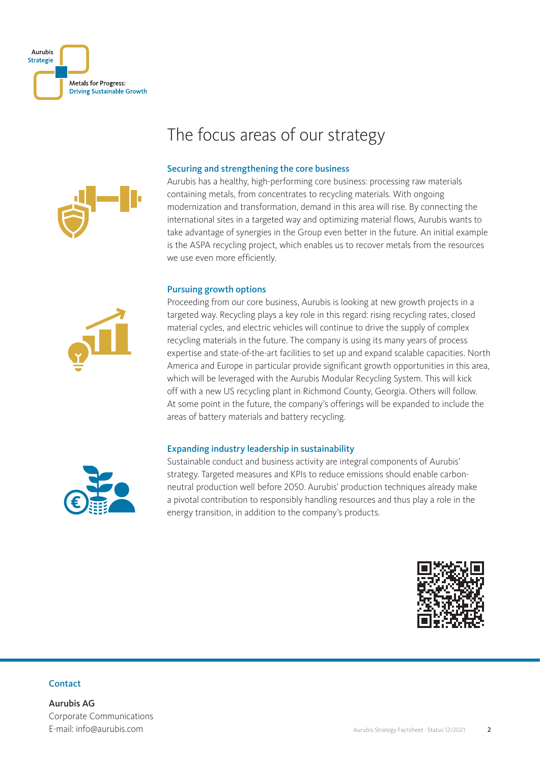Aurubis
Strategie

Metals for Progress:
Driving Sustainable Growth

# The focus areas of our strategy

## Securing and strengthening the core business

Aurubis has a healthy, high-performing core business: processing raw materials containing metals, from concentrates to recycling materials. With ongoing modernization and transformation, demand in this area will rise. By connecting the international sites in a targeted way and optimizing material flows, Aurubis wants to take advantage of synergies in the Group even better in the future. An initial example is the ASPA recycling project, which enables us to recover metals from the resources we use even more efficiently.

## Pursuing growth options

Proceeding from our core business, Aurubis is looking at new growth projects in a targeted way. Recycling plays a key role in this regard: rising recycling rates, closed material cycles, and electric vehicles will continue to drive the supply of complex recycling materials in the future. The company is using its many years of process expertise and state-of-the-art facilities to set up and expand scalable capacities. North America and Europe in particular provide significant growth opportunities in this area, which will be leveraged with the Aurubis Modular Recycling System. This will kick off with a new US recycling plant in Richmond County, Georgia. Others will follow. At some point in the future, the company's offerings will be expanded to include the areas of battery materials and battery recycling.

## Expanding industry leadership in sustainability

Sustainable conduct and business activity are integral components of Aurubis' strategy. Targeted measures and KPIs to reduce emissions should enable carbon-neutral production well before 2050. Aurubis' production techniques already make a pivotal contribution to responsibly handling resources and thus play a role in the energy transition, in addition to the company's products.

## Contact

**Aurubis AG**
Corporate Communications
E-mail: info@aurubis.com

Aurubis Strategy Factsheet · Status 12/2021